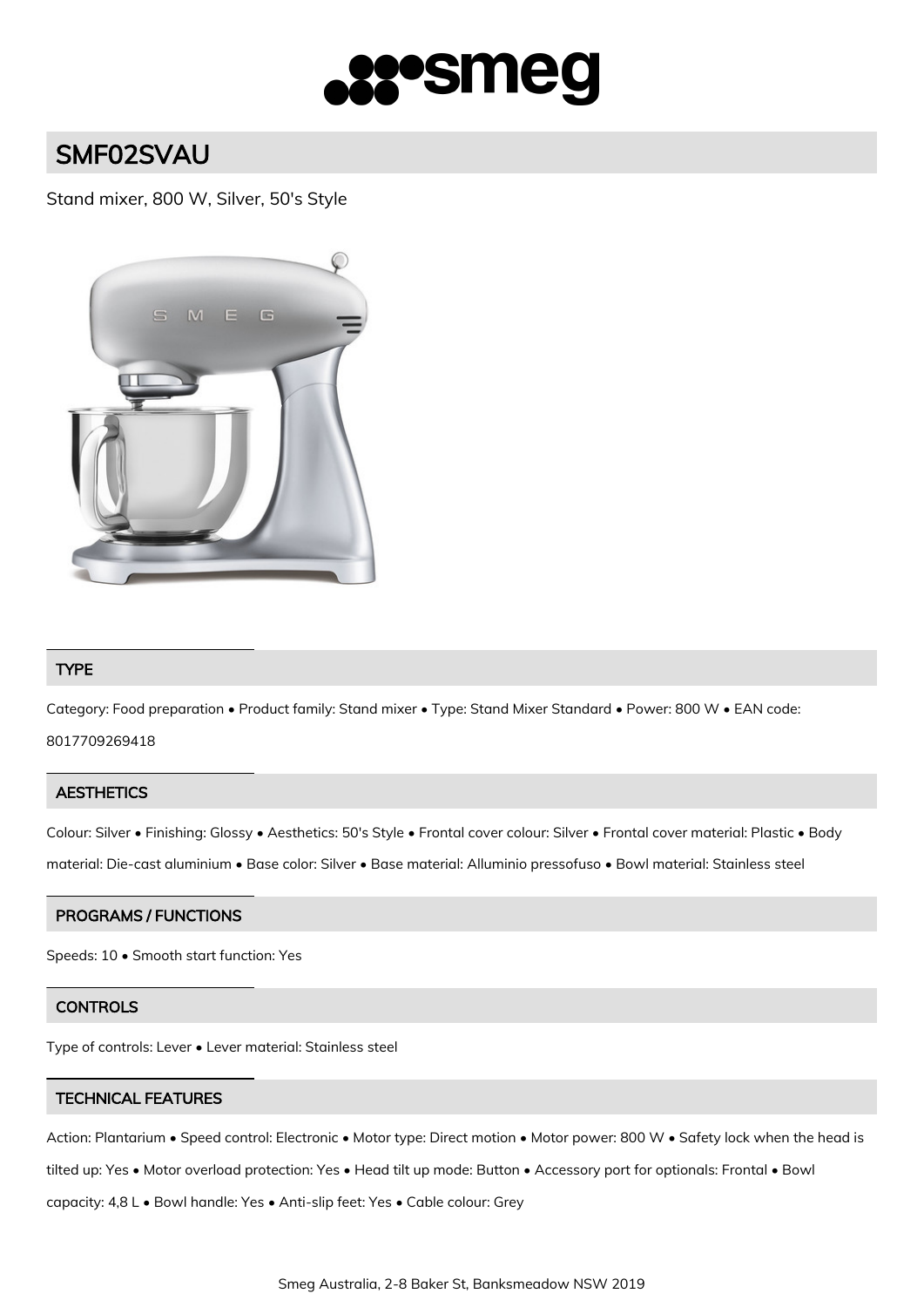# SMF02SVAU

Stand mixer, 800 W, Silver, 50's Style

## TYPE

Category: Food preparation • Product family: Stand mixer • Type: Stand Mixer Standard • Power: 800 W • EAN code: 8017709269418

## AESTHETICS

Colour: Silver • Finishing: Glossy • Aesthetics: 50's Style • Frontal cover colour: Silver • Frontal cover material: Plastic • Body material: Die-cast aluminium • Base color: Silver • Base material: Alluminio pressofuso • Bowl material: Stainless steel

## PROGRAMS / FUNCTIONS

Speeds: 10 • Smooth start function: Yes

## CONTROLS

Type of controls: Lever • Lever material: Stainless steel

## TECHNICAL FEATURES

Action: Plantarium • Speed control: Electronic • Motor type: Direct motion • Motor power: 800 W • Safety lock when the head is tilted up: Yes • Motor overload protection: Yes • Head tilt up mode: Button • Accessory port for optionals: Frontal • Bowl capacity: 4,8 L • Bowl handle: Yes • Anti-slip feet: Yes • Cable colour: Grey

Smeg Australia, 2-8 Baker St, Banksmeadow NSW 2019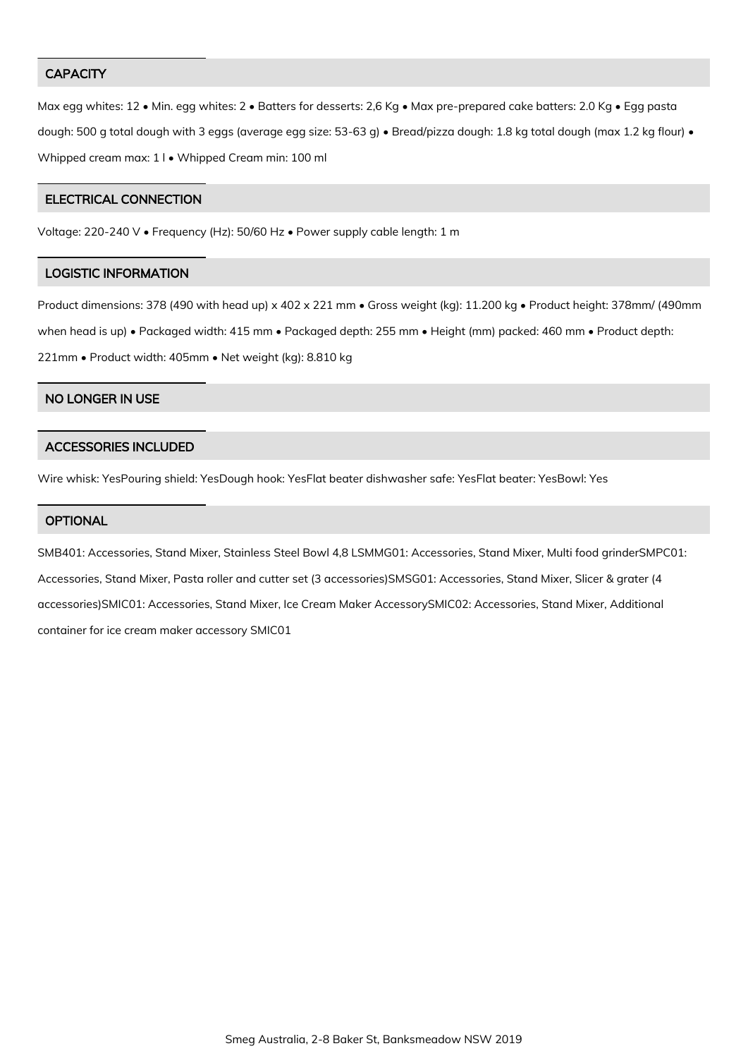## CAPACITY

Max egg whites: 12 • Min. egg whites: 2 • Batters for desserts: 2,6 Kg • Max pre-prepared cake batters: 2.0 Kg • Egg pasta dough: 500 g total dough with 3 eggs (average egg size: 53-63 g) • Bread/pizza dough: 1.8 kg total dough (max 1.2 kg flour) • Whipped cream max: 1 l • Whipped Cream min: 100 ml

## ELECTRICAL CONNECTION

Voltage: 220-240 V • Frequency (Hz): 50/60 Hz • Power supply cable length: 1 m

## LOGISTIC INFORMATION

Product dimensions: 378 (490 with head up) x 402 x 221 mm • Gross weight (kg): 11.200 kg • Product height: 378mm/ (490mm when head is up) • Packaged width: 415 mm • Packaged depth: 255 mm • Height (mm) packed: 460 mm • Product depth: 221mm • Product width: 405mm • Net weight (kg): 8.810 kg

## NO LONGER IN USE

## ACCESSORIES INCLUDED

Wire whisk: YesPouring shield: YesDough hook: YesFlat beater dishwasher safe: YesFlat beater: YesBowl: Yes

## OPTIONAL

SMB401: Accessories, Stand Mixer, Stainless Steel Bowl 4,8 LSMMG01: Accessories, Stand Mixer, Multi food grinderSMPC01: Accessories, Stand Mixer, Pasta roller and cutter set (3 accessories)SMSG01: Accessories, Stand Mixer, Slicer & grater (4 accessories)SMIC01: Accessories, Stand Mixer, Ice Cream Maker AccessorySMIC02: Accessories, Stand Mixer, Additional container for ice cream maker accessory SMIC01